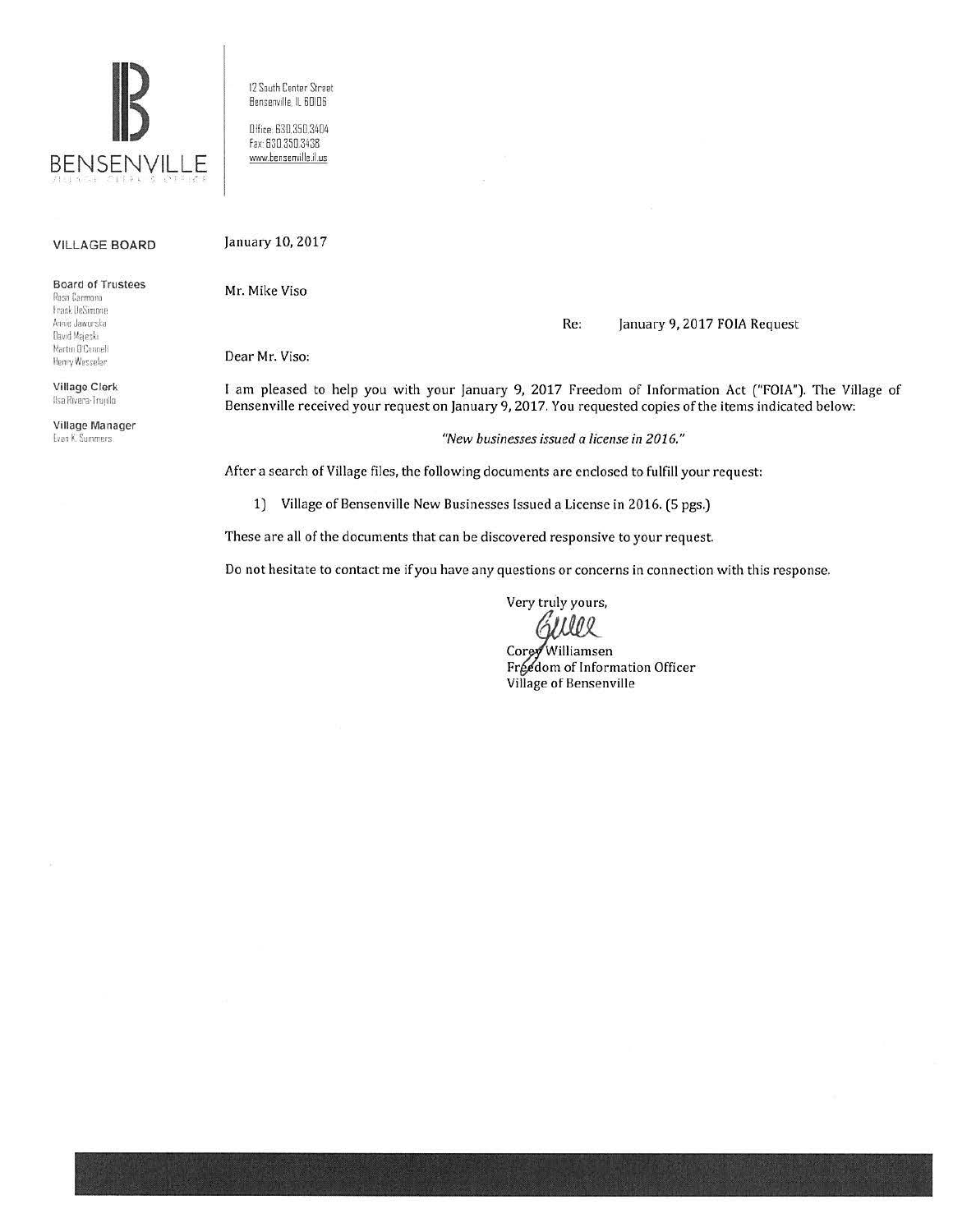BENSENVILLE
VILLAGE CLERK'S OFFICE

12 South Center Street
Bensenville, IL 60106

Office: 630.350.3404
Fax: 630.350.3438
www.bensenville.il.us

**VILLAGE BOARD**

**Board of Trustees**
Rosa Carmona
Frank DeSimone
Annie Jaworska
David Majeski
Martin O'Connell
Henry Wesseler

**Village Clerk**
Ilsa Rivera-Trujillo

**Village Manager**
Evan K. Summers

January 10, 2017

Mr. Mike Viso

Re: January 9, 2017 FOIA Request

Dear Mr. Viso:

I am pleased to help you with your January 9, 2017 Freedom of Information Act ("FOIA"). The Village of Bensenville received your request on January 9, 2017. You requested copies of the items indicated below:

*"New businesses issued a license in 2016."*

After a search of Village files, the following documents are enclosed to fulfill your request:

1) Village of Bensenville New Businesses Issued a License in 2016. (5 pgs.)

These are all of the documents that can be discovered responsive to your request.

Do not hesitate to contact me if you have any questions or concerns in connection with this response.

Very truly yours,

Corey Williamsen
Freedom of Information Officer
Village of Bensenville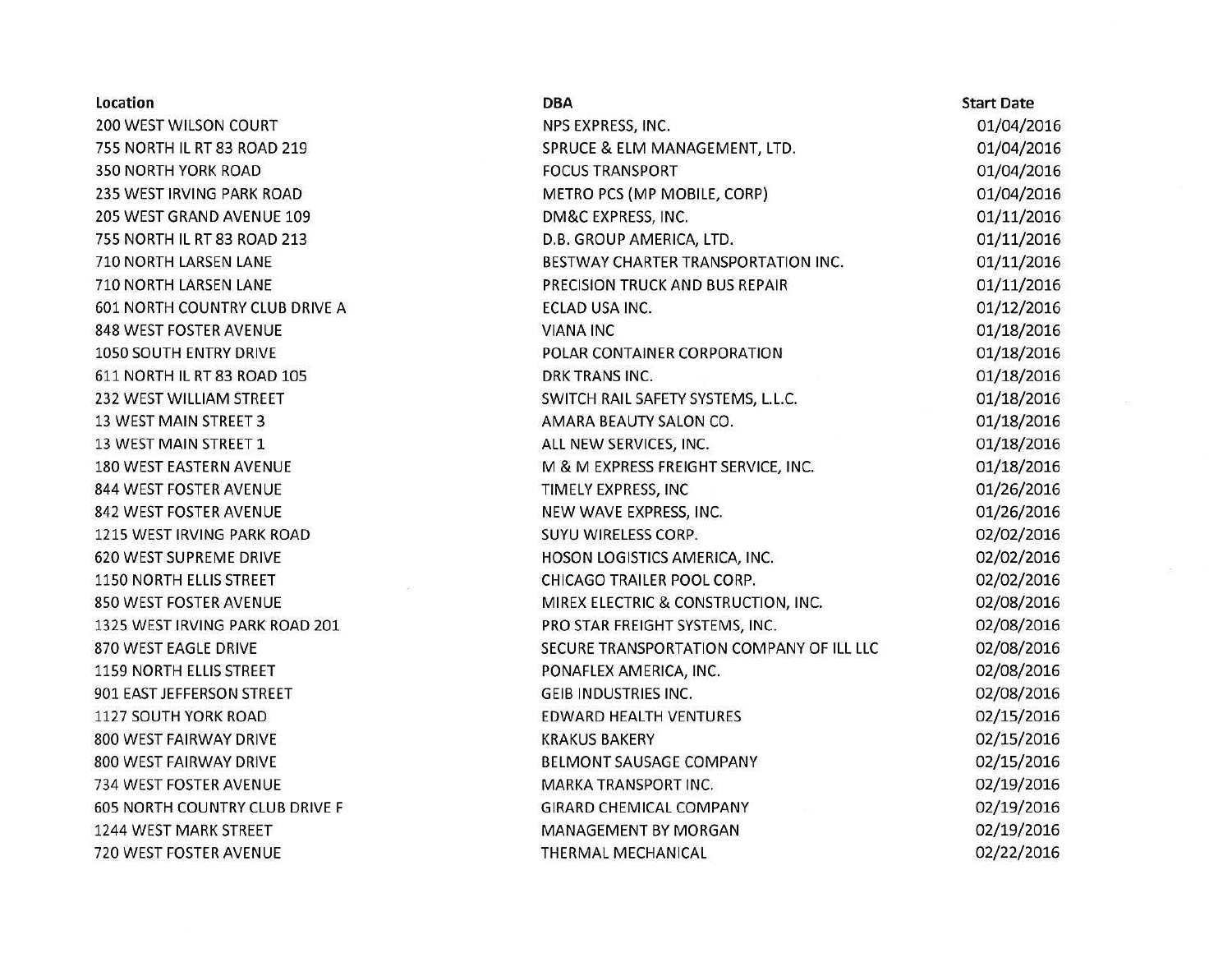| Location | DBA | Start Date |
|---|---|---|
| 200 WEST WILSON COURT | NPS EXPRESS, INC. | 01/04/2016 |
| 755 NORTH IL RT 83 ROAD 219 | SPRUCE & ELM MANAGEMENT, LTD. | 01/04/2016 |
| 350 NORTH YORK ROAD | FOCUS TRANSPORT | 01/04/2016 |
| 235 WEST IRVING PARK ROAD | METRO PCS (MP MOBILE, CORP) | 01/04/2016 |
| 205 WEST GRAND AVENUE 109 | DM&C EXPRESS, INC. | 01/11/2016 |
| 755 NORTH IL RT 83 ROAD 213 | D.B. GROUP AMERICA, LTD. | 01/11/2016 |
| 710 NORTH LARSEN LANE | BESTWAY CHARTER TRANSPORTATION INC. | 01/11/2016 |
| 710 NORTH LARSEN LANE | PRECISION TRUCK AND BUS REPAIR | 01/11/2016 |
| 601 NORTH COUNTRY CLUB DRIVE A | ECLAD USA INC. | 01/12/2016 |
| 848 WEST FOSTER AVENUE | VIANA INC | 01/18/2016 |
| 1050 SOUTH ENTRY DRIVE | POLAR CONTAINER CORPORATION | 01/18/2016 |
| 611 NORTH IL RT 83 ROAD 105 | DRK TRANS INC. | 01/18/2016 |
| 232 WEST WILLIAM STREET | SWITCH RAIL SAFETY SYSTEMS, L.L.C. | 01/18/2016 |
| 13 WEST MAIN STREET 3 | AMARA BEAUTY SALON CO. | 01/18/2016 |
| 13 WEST MAIN STREET 1 | ALL NEW SERVICES, INC. | 01/18/2016 |
| 180 WEST EASTERN AVENUE | M & M EXPRESS FREIGHT SERVICE, INC. | 01/18/2016 |
| 844 WEST FOSTER AVENUE | TIMELY EXPRESS, INC | 01/26/2016 |
| 842 WEST FOSTER AVENUE | NEW WAVE EXPRESS, INC. | 01/26/2016 |
| 1215 WEST IRVING PARK ROAD | SUYU WIRELESS CORP. | 02/02/2016 |
| 620 WEST SUPREME DRIVE | HOSON LOGISTICS AMERICA, INC. | 02/02/2016 |
| 1150 NORTH ELLIS STREET | CHICAGO TRAILER POOL CORP. | 02/02/2016 |
| 850 WEST FOSTER AVENUE | MIREX ELECTRIC & CONSTRUCTION, INC. | 02/08/2016 |
| 1325 WEST IRVING PARK ROAD 201 | PRO STAR FREIGHT SYSTEMS, INC. | 02/08/2016 |
| 870 WEST EAGLE DRIVE | SECURE TRANSPORTATION COMPANY OF ILL LLC | 02/08/2016 |
| 1159 NORTH ELLIS STREET | PONAFLEX AMERICA, INC. | 02/08/2016 |
| 901 EAST JEFFERSON STREET | GEIB INDUSTRIES INC. | 02/08/2016 |
| 1127 SOUTH YORK ROAD | EDWARD HEALTH VENTURES | 02/15/2016 |
| 800 WEST FAIRWAY DRIVE | KRAKUS BAKERY | 02/15/2016 |
| 800 WEST FAIRWAY DRIVE | BELMONT SAUSAGE COMPANY | 02/15/2016 |
| 734 WEST FOSTER AVENUE | MARKA TRANSPORT INC. | 02/19/2016 |
| 605 NORTH COUNTRY CLUB DRIVE F | GIRARD CHEMICAL COMPANY | 02/19/2016 |
| 1244 WEST MARK STREET | MANAGEMENT BY MORGAN | 02/19/2016 |
| 720 WEST FOSTER AVENUE | THERMAL MECHANICAL | 02/22/2016 |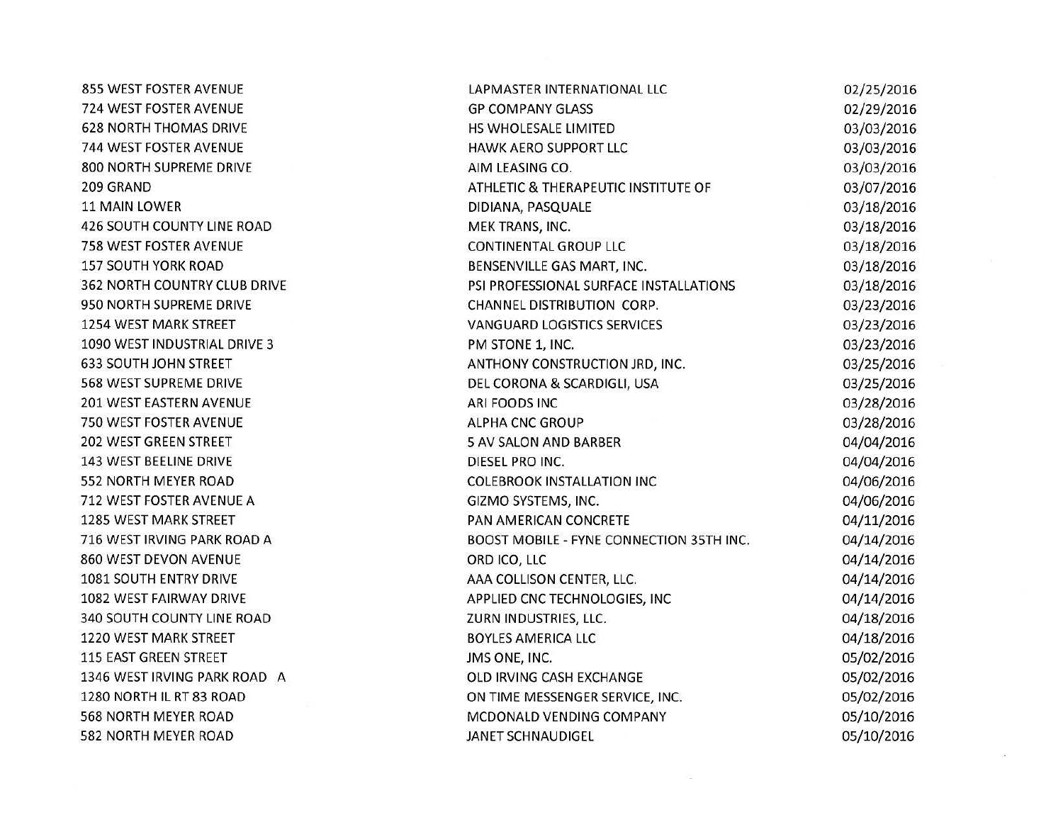| | | |
|---|---|---|
| 855 WEST FOSTER AVENUE | LAPMASTER INTERNATIONAL LLC | 02/25/2016 |
| 724 WEST FOSTER AVENUE | GP COMPANY GLASS | 02/29/2016 |
| 628 NORTH THOMAS DRIVE | HS WHOLESALE LIMITED | 03/03/2016 |
| 744 WEST FOSTER AVENUE | HAWK AERO SUPPORT LLC | 03/03/2016 |
| 800 NORTH SUPREME DRIVE | AIM LEASING CO. | 03/03/2016 |
| 209 GRAND | ATHLETIC & THERAPEUTIC INSTITUTE OF | 03/07/2016 |
| 11 MAIN LOWER | DIDIANA, PASQUALE | 03/18/2016 |
| 426 SOUTH COUNTY LINE ROAD | MEK TRANS, INC. | 03/18/2016 |
| 758 WEST FOSTER AVENUE | CONTINENTAL GROUP LLC | 03/18/2016 |
| 157 SOUTH YORK ROAD | BENSENVILLE GAS MART, INC. | 03/18/2016 |
| 362 NORTH COUNTRY CLUB DRIVE | PSI PROFESSIONAL SURFACE INSTALLATIONS | 03/18/2016 |
| 950 NORTH SUPREME DRIVE | CHANNEL DISTRIBUTION CORP. | 03/23/2016 |
| 1254 WEST MARK STREET | VANGUARD LOGISTICS SERVICES | 03/23/2016 |
| 1090 WEST INDUSTRIAL DRIVE 3 | PM STONE 1, INC. | 03/23/2016 |
| 633 SOUTH JOHN STREET | ANTHONY CONSTRUCTION JRD, INC. | 03/25/2016 |
| 568 WEST SUPREME DRIVE | DEL CORONA & SCARDIGLI, USA | 03/25/2016 |
| 201 WEST EASTERN AVENUE | ARI FOODS INC | 03/28/2016 |
| 750 WEST FOSTER AVENUE | ALPHA CNC GROUP | 03/28/2016 |
| 202 WEST GREEN STREET | 5 AV SALON AND BARBER | 04/04/2016 |
| 143 WEST BEELINE DRIVE | DIESEL PRO INC. | 04/04/2016 |
| 552 NORTH MEYER ROAD | COLEBROOK INSTALLATION INC | 04/06/2016 |
| 712 WEST FOSTER AVENUE A | GIZMO SYSTEMS, INC. | 04/06/2016 |
| 1285 WEST MARK STREET | PAN AMERICAN CONCRETE | 04/11/2016 |
| 716 WEST IRVING PARK ROAD A | BOOST MOBILE - FYNE CONNECTION 35TH INC. | 04/14/2016 |
| 860 WEST DEVON AVENUE | ORD ICO, LLC | 04/14/2016 |
| 1081 SOUTH ENTRY DRIVE | AAA COLLISON CENTER, LLC. | 04/14/2016 |
| 1082 WEST FAIRWAY DRIVE | APPLIED CNC TECHNOLOGIES, INC | 04/14/2016 |
| 340 SOUTH COUNTY LINE ROAD | ZURN INDUSTRIES, LLC. | 04/18/2016 |
| 1220 WEST MARK STREET | BOYLES AMERICA LLC | 04/18/2016 |
| 115 EAST GREEN STREET | JMS ONE, INC. | 05/02/2016 |
| 1346 WEST IRVING PARK ROAD A | OLD IRVING CASH EXCHANGE | 05/02/2016 |
| 1280 NORTH IL RT 83 ROAD | ON TIME MESSENGER SERVICE, INC. | 05/02/2016 |
| 568 NORTH MEYER ROAD | MCDONALD VENDING COMPANY | 05/10/2016 |
| 582 NORTH MEYER ROAD | JANET SCHNAUDIGEL | 05/10/2016 |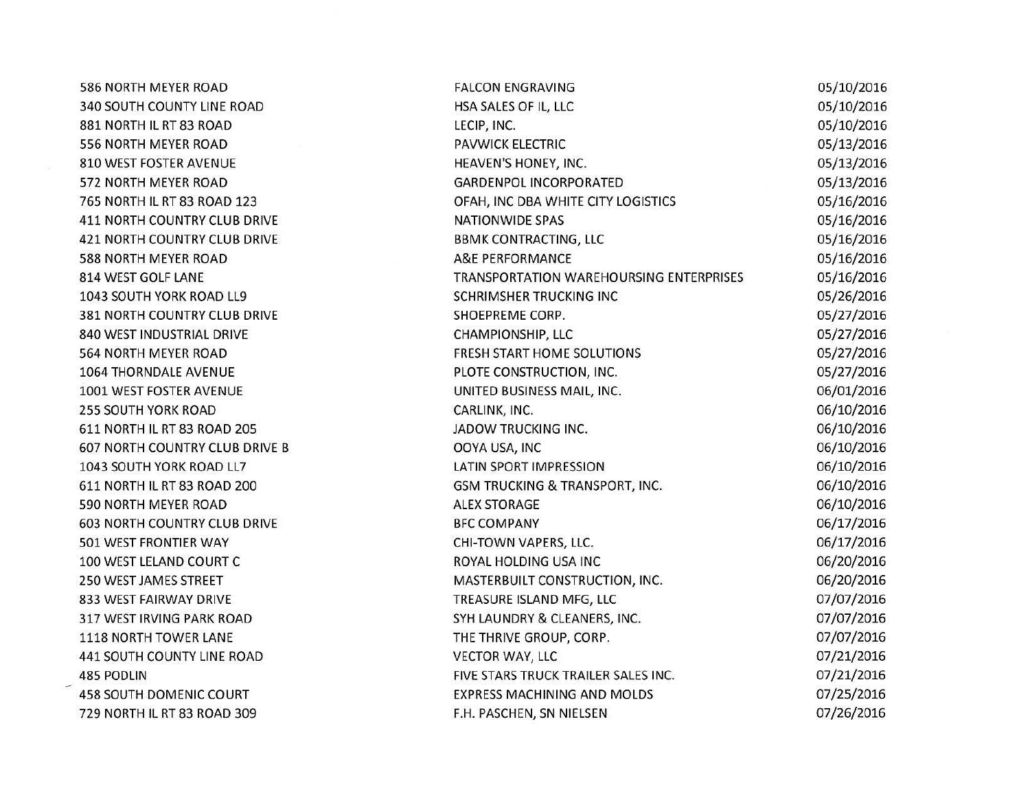| | | |
|---|---|---|
| 586 NORTH MEYER ROAD | FALCON ENGRAVING | 05/10/2016 |
| 340 SOUTH COUNTY LINE ROAD | HSA SALES OF IL, LLC | 05/10/2016 |
| 881 NORTH IL RT 83 ROAD | LECIP, INC. | 05/10/2016 |
| 556 NORTH MEYER ROAD | PAVWICK ELECTRIC | 05/13/2016 |
| 810 WEST FOSTER AVENUE | HEAVEN'S HONEY, INC. | 05/13/2016 |
| 572 NORTH MEYER ROAD | GARDENPOL INCORPORATED | 05/13/2016 |
| 765 NORTH IL RT 83 ROAD 123 | OFAH, INC DBA WHITE CITY LOGISTICS | 05/16/2016 |
| 411 NORTH COUNTRY CLUB DRIVE | NATIONWIDE SPAS | 05/16/2016 |
| 421 NORTH COUNTRY CLUB DRIVE | BBMK CONTRACTING, LLC | 05/16/2016 |
| 588 NORTH MEYER ROAD | A&E PERFORMANCE | 05/16/2016 |
| 814 WEST GOLF LANE | TRANSPORTATION WAREHOURSING ENTERPRISES | 05/16/2016 |
| 1043 SOUTH YORK ROAD LL9 | SCHRIMSHER TRUCKING INC | 05/26/2016 |
| 381 NORTH COUNTRY CLUB DRIVE | SHOEPREME CORP. | 05/27/2016 |
| 840 WEST INDUSTRIAL DRIVE | CHAMPIONSHIP, LLC | 05/27/2016 |
| 564 NORTH MEYER ROAD | FRESH START HOME SOLUTIONS | 05/27/2016 |
| 1064 THORNDALE AVENUE | PLOTE CONSTRUCTION, INC. | 05/27/2016 |
| 1001 WEST FOSTER AVENUE | UNITED BUSINESS MAIL, INC. | 06/01/2016 |
| 255 SOUTH YORK ROAD | CARLINK, INC. | 06/10/2016 |
| 611 NORTH IL RT 83 ROAD 205 | JADOW TRUCKING INC. | 06/10/2016 |
| 607 NORTH COUNTRY CLUB DRIVE B | OOYA USA, INC | 06/10/2016 |
| 1043 SOUTH YORK ROAD LL7 | LATIN SPORT IMPRESSION | 06/10/2016 |
| 611 NORTH IL RT 83 ROAD 200 | GSM TRUCKING & TRANSPORT, INC. | 06/10/2016 |
| 590 NORTH MEYER ROAD | ALEX STORAGE | 06/10/2016 |
| 603 NORTH COUNTRY CLUB DRIVE | BFC COMPANY | 06/17/2016 |
| 501 WEST FRONTIER WAY | CHI-TOWN VAPERS, LLC. | 06/17/2016 |
| 100 WEST LELAND COURT C | ROYAL HOLDING USA INC | 06/20/2016 |
| 250 WEST JAMES STREET | MASTERBUILT CONSTRUCTION, INC. | 06/20/2016 |
| 833 WEST FAIRWAY DRIVE | TREASURE ISLAND MFG, LLC | 07/07/2016 |
| 317 WEST IRVING PARK ROAD | SYH LAUNDRY & CLEANERS, INC. | 07/07/2016 |
| 1118 NORTH TOWER LANE | THE THRIVE GROUP, CORP. | 07/07/2016 |
| 441 SOUTH COUNTY LINE ROAD | VECTOR WAY, LLC | 07/21/2016 |
| 485 PODLIN | FIVE STARS TRUCK TRAILER SALES INC. | 07/21/2016 |
| 458 SOUTH DOMENIC COURT | EXPRESS MACHINING AND MOLDS | 07/25/2016 |
| 729 NORTH IL RT 83 ROAD 309 | F.H. PASCHEN, SN NIELSEN | 07/26/2016 |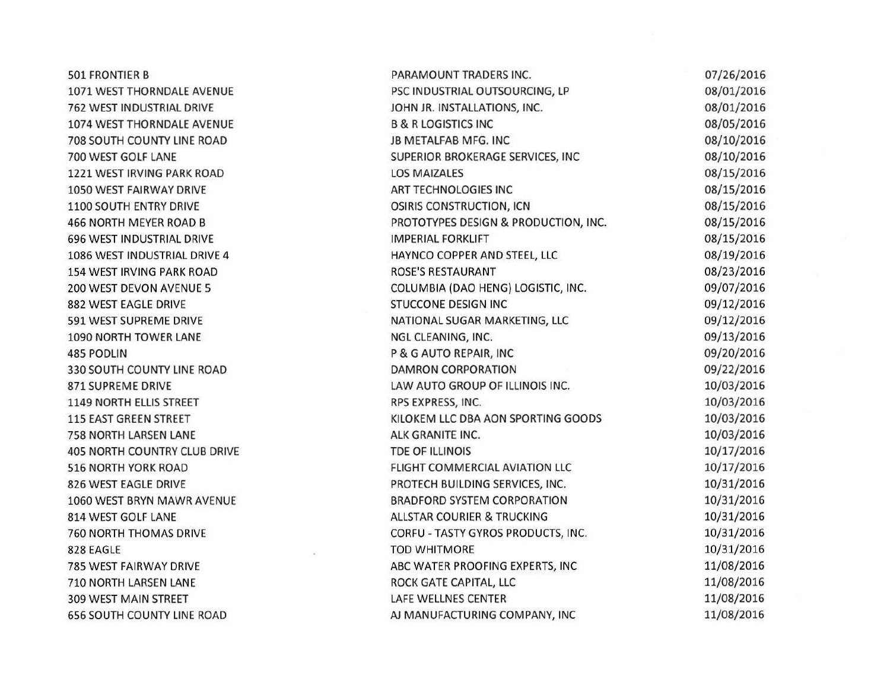| | | |
|---|---|---|
| 501 FRONTIER B | PARAMOUNT TRADERS INC. | 07/26/2016 |
| 1071 WEST THORNDALE AVENUE | PSC INDUSTRIAL OUTSOURCING, LP | 08/01/2016 |
| 762 WEST INDUSTRIAL DRIVE | JOHN JR. INSTALLATIONS, INC. | 08/01/2016 |
| 1074 WEST THORNDALE AVENUE | B & R LOGISTICS INC | 08/05/2016 |
| 708 SOUTH COUNTY LINE ROAD | JB METALFAB MFG. INC | 08/10/2016 |
| 700 WEST GOLF LANE | SUPERIOR BROKERAGE SERVICES, INC | 08/10/2016 |
| 1221 WEST IRVING PARK ROAD | LOS MAIZALES | 08/15/2016 |
| 1050 WEST FAIRWAY DRIVE | ART TECHNOLOGIES INC | 08/15/2016 |
| 1100 SOUTH ENTRY DRIVE | OSIRIS CONSTRUCTION, ICN | 08/15/2016 |
| 466 NORTH MEYER ROAD B | PROTOTYPES DESIGN & PRODUCTION, INC. | 08/15/2016 |
| 696 WEST INDUSTRIAL DRIVE | IMPERIAL FORKLIFT | 08/15/2016 |
| 1086 WEST INDUSTRIAL DRIVE 4 | HAYNCO COPPER AND STEEL, LLC | 08/19/2016 |
| 154 WEST IRVING PARK ROAD | ROSE'S RESTAURANT | 08/23/2016 |
| 200 WEST DEVON AVENUE 5 | COLUMBIA (DAO HENG) LOGISTIC, INC. | 09/07/2016 |
| 882 WEST EAGLE DRIVE | STUCCONE DESIGN INC | 09/12/2016 |
| 591 WEST SUPREME DRIVE | NATIONAL SUGAR MARKETING, LLC | 09/12/2016 |
| 1090 NORTH TOWER LANE | NGL CLEANING, INC. | 09/13/2016 |
| 485 PODLIN | P & G AUTO REPAIR, INC | 09/20/2016 |
| 330 SOUTH COUNTY LINE ROAD | DAMRON CORPORATION | 09/22/2016 |
| 871 SUPREME DRIVE | LAW AUTO GROUP OF ILLINOIS INC. | 10/03/2016 |
| 1149 NORTH ELLIS STREET | RPS EXPRESS, INC. | 10/03/2016 |
| 115 EAST GREEN STREET | KILOKEM LLC DBA AON SPORTING GOODS | 10/03/2016 |
| 758 NORTH LARSEN LANE | ALK GRANITE INC. | 10/03/2016 |
| 405 NORTH COUNTRY CLUB DRIVE | TDE OF ILLINOIS | 10/17/2016 |
| 516 NORTH YORK ROAD | FLIGHT COMMERCIAL AVIATION LLC | 10/17/2016 |
| 826 WEST EAGLE DRIVE | PROTECH BUILDING SERVICES, INC. | 10/31/2016 |
| 1060 WEST BRYN MAWR AVENUE | BRADFORD SYSTEM CORPORATION | 10/31/2016 |
| 814 WEST GOLF LANE | ALLSTAR COURIER & TRUCKING | 10/31/2016 |
| 760 NORTH THOMAS DRIVE | CORFU - TASTY GYROS PRODUCTS, INC. | 10/31/2016 |
| 828 EAGLE | TOD WHITMORE | 10/31/2016 |
| 785 WEST FAIRWAY DRIVE | ABC WATER PROOFING EXPERTS, INC | 11/08/2016 |
| 710 NORTH LARSEN LANE | ROCK GATE CAPITAL, LLC | 11/08/2016 |
| 309 WEST MAIN STREET | LAFE WELLNES CENTER | 11/08/2016 |
| 656 SOUTH COUNTY LINE ROAD | AJ MANUFACTURING COMPANY, INC | 11/08/2016 |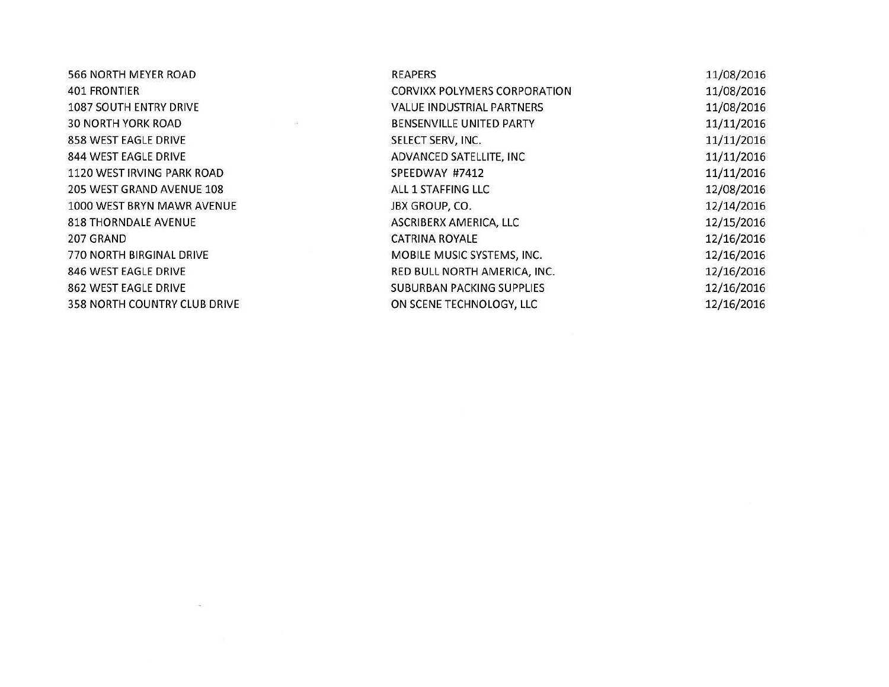| | | |
|---|---|---|
| 566 NORTH MEYER ROAD | REAPERS | 11/08/2016 |
| 401 FRONTIER | CORVIXX POLYMERS CORPORATION | 11/08/2016 |
| 1087 SOUTH ENTRY DRIVE | VALUE INDUSTRIAL PARTNERS | 11/08/2016 |
| 30 NORTH YORK ROAD | BENSENVILLE UNITED PARTY | 11/11/2016 |
| 858 WEST EAGLE DRIVE | SELECT SERV, INC. | 11/11/2016 |
| 844 WEST EAGLE DRIVE | ADVANCED SATELLITE, INC | 11/11/2016 |
| 1120 WEST IRVING PARK ROAD | SPEEDWAY #7412 | 11/11/2016 |
| 205 WEST GRAND AVENUE 108 | ALL 1 STAFFING LLC | 12/08/2016 |
| 1000 WEST BRYN MAWR AVENUE | JBX GROUP, CO. | 12/14/2016 |
| 818 THORNDALE AVENUE | ASCRIBERX AMERICA, LLC | 12/15/2016 |
| 207 GRAND | CATRINA ROYALE | 12/16/2016 |
| 770 NORTH BIRGINAL DRIVE | MOBILE MUSIC SYSTEMS, INC. | 12/16/2016 |
| 846 WEST EAGLE DRIVE | RED BULL NORTH AMERICA, INC. | 12/16/2016 |
| 862 WEST EAGLE DRIVE | SUBURBAN PACKING SUPPLIES | 12/16/2016 |
| 358 NORTH COUNTRY CLUB DRIVE | ON SCENE TECHNOLOGY, LLC | 12/16/2016 |